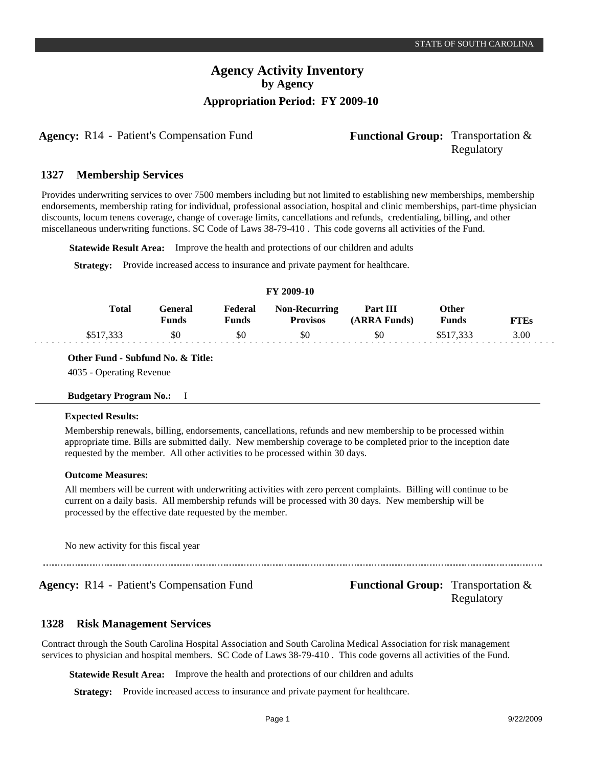# Agency Activity Inventory
## by Agency
### Appropriation Period: FY 2009-10

**Agency:** R14 - Patient's Compensation Fund **Functional Group:** Transportation & Regulatory

### 1327 Membership Services

Provides underwriting services to over 7500 members including but not limited to establishing new memberships, membership endorsements, membership rating for individual, professional association, hospital and clinic memberships, part-time physician discounts, locum tenens coverage, change of coverage limits, cancellations and refunds, credentialing, billing, and other miscellaneous underwriting functions. SC Code of Laws 38-79-410 . This code governs all activities of the Fund.

**Statewide Result Area:** Improve the health and protections of our children and adults

**Strategy:** Provide increased access to insurance and private payment for healthcare.

FY 2009-10

| Total | General Funds | Federal Funds | Non-Recurring Provisos | Part III (ARRA Funds) | Other Funds | FTEs |
|---|---|---|---|---|---|---|
| $517,333 | $0 | $0 | $0 | $0 | $517,333 | 3.00 |

**Other Fund - Subfund No. & Title:**

4035 - Operating Revenue

**Budgetary Program No.:** I

**Expected Results:**

Membership renewals, billing, endorsements, cancellations, refunds and new membership to be processed within appropriate time. Bills are submitted daily. New membership coverage to be completed prior to the inception date requested by the member. All other activities to be processed within 30 days.

**Outcome Measures:**

All members will be current with underwriting activities with zero percent complaints. Billing will continue to be current on a daily basis. All membership refunds will be processed with 30 days. New membership will be processed by the effective date requested by the member.

No new activity for this fiscal year

---

**Agency:** R14 - Patient's Compensation Fund **Functional Group:** Transportation & Regulatory

### 1328 Risk Management Services

Contract through the South Carolina Hospital Association and South Carolina Medical Association for risk management services to physician and hospital members. SC Code of Laws 38-79-410 . This code governs all activities of the Fund.

**Statewide Result Area:** Improve the health and protections of our children and adults

**Strategy:** Provide increased access to insurance and private payment for healthcare.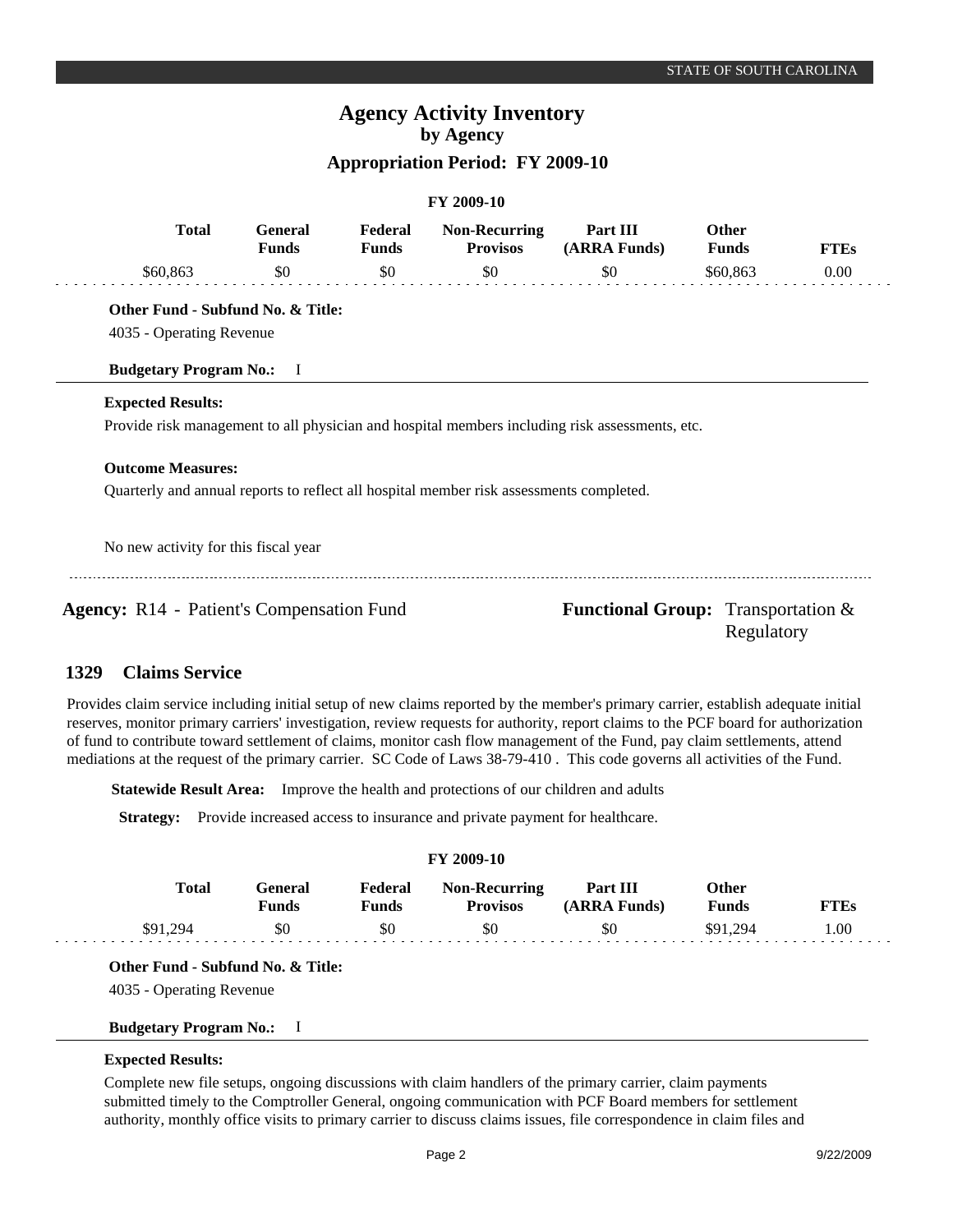### FY 2009-10

| Total | General Funds | Federal Funds | Non-Recurring Provisos | Part III (ARRA Funds) | Other Funds | FTEs |
|---|---|---|---|---|---|---|
| $60,863 | $0 | $0 | $0 | $0 | $60,863 | 0.00 |

**Other Fund - Subfund No. & Title:**

4035 - Operating Revenue

**Budgetary Program No.:** I

**Expected Results:**

Provide risk management to all physician and hospital members including risk assessments, etc.

**Outcome Measures:**

Quarterly and annual reports to reflect all hospital member risk assessments completed.

No new activity for this fiscal year

---

**Agency:** R14 - Patient's Compensation Fund

**Functional Group:** Transportation & Regulatory

## 1329 Claims Service

Provides claim service including initial setup of new claims reported by the member's primary carrier, establish adequate initial reserves, monitor primary carriers' investigation, review requests for authority, report claims to the PCF board for authorization of fund to contribute toward settlement of claims, monitor cash flow management of the Fund, pay claim settlements, attend mediations at the request of the primary carrier. SC Code of Laws 38-79-410 . This code governs all activities of the Fund.

**Statewide Result Area:** Improve the health and protections of our children and adults

**Strategy:** Provide increased access to insurance and private payment for healthcare.

### FY 2009-10

| Total | General Funds | Federal Funds | Non-Recurring Provisos | Part III (ARRA Funds) | Other Funds | FTEs |
|---|---|---|---|---|---|---|
| $91,294 | $0 | $0 | $0 | $0 | $91,294 | 1.00 |

**Other Fund - Subfund No. & Title:**

4035 - Operating Revenue

**Budgetary Program No.:** I

**Expected Results:**

Complete new file setups, ongoing discussions with claim handlers of the primary carrier, claim payments submitted timely to the Comptroller General, ongoing communication with PCF Board members for settlement authority, monthly office visits to primary carrier to discuss claims issues, file correspondence in claim files and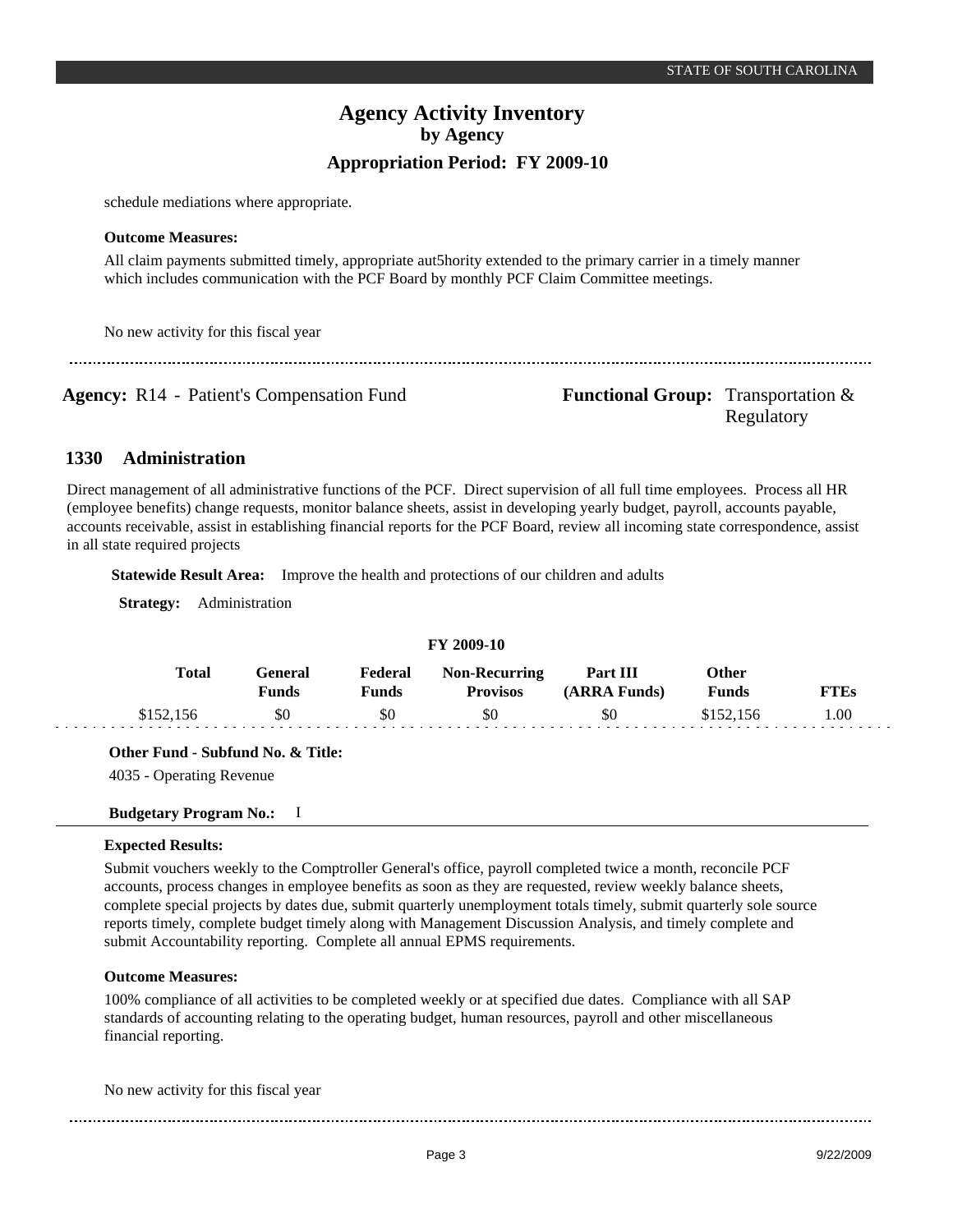schedule mediations where appropriate.

**Outcome Measures:**

All claim payments submitted timely, appropriate aut5hority extended to the primary carrier in a timely manner which includes communication with the PCF Board by monthly PCF Claim Committee meetings.

No new activity for this fiscal year

---

**Agency:** R14 - Patient's Compensation Fund **Functional Group:** Transportation & Regulatory

## 1330 Administration

Direct management of all administrative functions of the PCF. Direct supervision of all full time employees. Process all HR (employee benefits) change requests, monitor balance sheets, assist in developing yearly budget, payroll, accounts payable, accounts receivable, assist in establishing financial reports for the PCF Board, review all incoming state correspondence, assist in all state required projects

**Statewide Result Area:** Improve the health and protections of our children and adults

**Strategy:** Administration

**FY 2009-10**

| Total | General Funds | Federal Funds | Non-Recurring Provisos | Part III (ARRA Funds) | Other Funds | FTEs |
|---|---|---|---|---|---|---|
| $152,156 | $0 | $0 | $0 | $0 | $152,156 | 1.00 |

**Other Fund - Subfund No. & Title:**

4035 - Operating Revenue

**Budgetary Program No.:** I

**Expected Results:**

Submit vouchers weekly to the Comptroller General's office, payroll completed twice a month, reconcile PCF accounts, process changes in employee benefits as soon as they are requested, review weekly balance sheets, complete special projects by dates due, submit quarterly unemployment totals timely, submit quarterly sole source reports timely, complete budget timely along with Management Discussion Analysis, and timely complete and submit Accountability reporting. Complete all annual EPMS requirements.

**Outcome Measures:**

100% compliance of all activities to be completed weekly or at specified due dates. Compliance with all SAP standards of accounting relating to the operating budget, human resources, payroll and other miscellaneous financial reporting.

No new activity for this fiscal year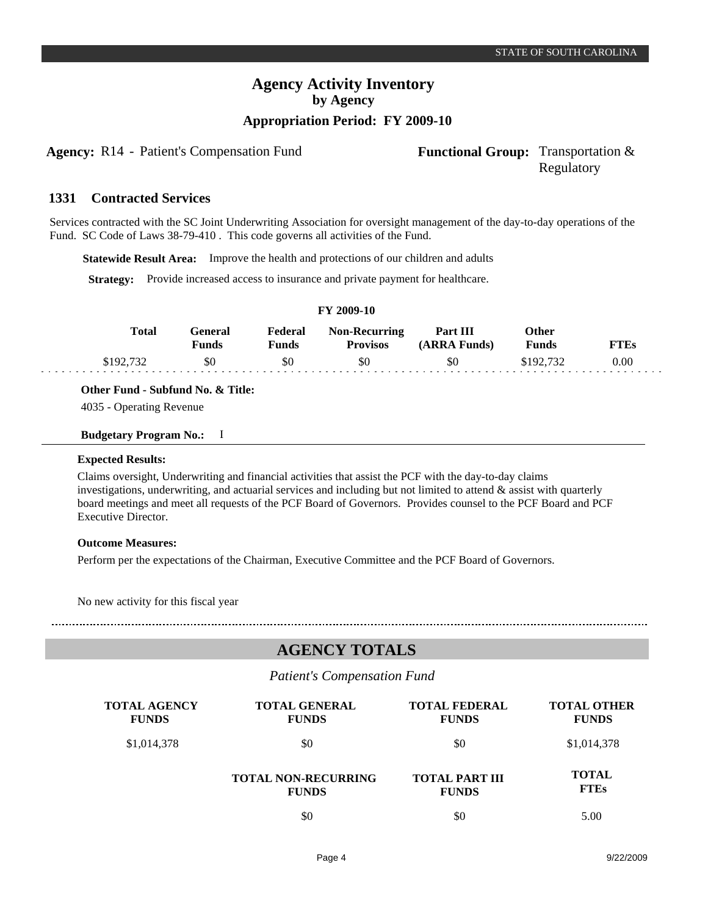# Agency Activity Inventory

**by Agency**

**Appropriation Period: FY 2009-10**

**Agency:** R14 - Patient's Compensation Fund

**Functional Group:** Transportation & Regulatory

## 1331 Contracted Services

Services contracted with the SC Joint Underwriting Association for oversight management of the day-to-day operations of the Fund. SC Code of Laws 38-79-410 . This code governs all activities of the Fund.

**Statewide Result Area:** Improve the health and protections of our children and adults

**Strategy:** Provide increased access to insurance and private payment for healthcare.

**FY 2009-10**

| Total | General Funds | Federal Funds | Non-Recurring Provisos | Part III (ARRA Funds) | Other Funds | FTEs |
|---|---|---|---|---|---|---|
| $192,732 | $0 | $0 | $0 | $0 | $192,732 | 0.00 |

**Other Fund - Subfund No. & Title:**

4035 - Operating Revenue

**Budgetary Program No.:** I

**Expected Results:**

Claims oversight, Underwriting and financial activities that assist the PCF with the day-to-day claims investigations, underwriting, and actuarial services and including but not limited to attend & assist with quarterly board meetings and meet all requests of the PCF Board of Governors. Provides counsel to the PCF Board and PCF Executive Director.

**Outcome Measures:**

Perform per the expectations of the Chairman, Executive Committee and the PCF Board of Governors.

No new activity for this fiscal year

## AGENCY TOTALS

*Patient's Compensation Fund*

| TOTAL AGENCY FUNDS | TOTAL GENERAL FUNDS | TOTAL FEDERAL FUNDS | TOTAL OTHER FUNDS |
|---|---|---|---|
| $1,014,378 | $0 | $0 | $1,014,378 |
| | **TOTAL NON-RECURRING FUNDS** | **TOTAL PART III FUNDS** | **TOTAL FTEs** |
| | $0 | $0 | 5.00 |